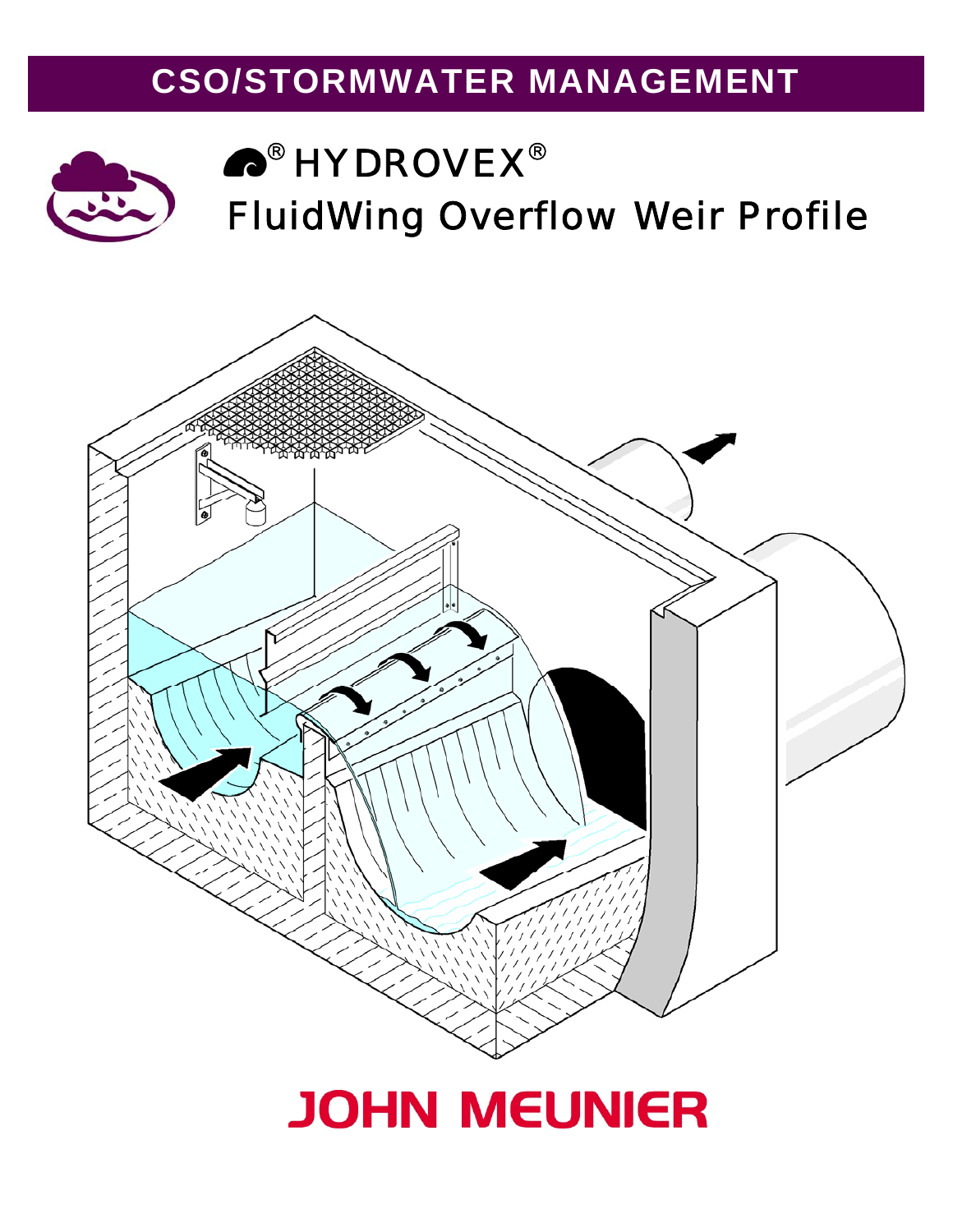# CSO/STORMWATER MANAGEMENT

# ® HYDROVEX®

## FluidWing Overflow Weir Profile

JOHN MEUNIER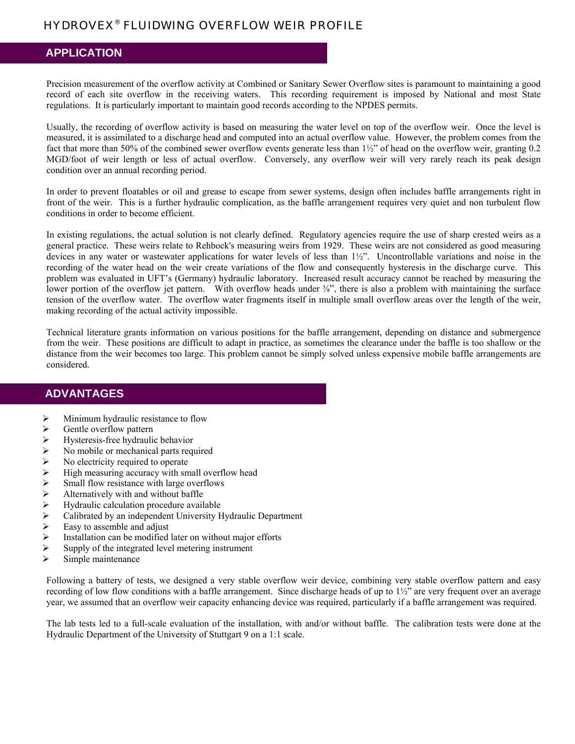# HYDROVEX® FLUIDWING OVERFLOW WEIR PROFILE

## APPLICATION

Precision measurement of the overflow activity at Combined or Sanitary Sewer Overflow sites is paramount to maintaining a good record of each site overflow in the receiving waters. This recording requirement is imposed by National and most State regulations. It is particularly important to maintain good records according to the NPDES permits.

Usually, the recording of overflow activity is based on measuring the water level on top of the overflow weir. Once the level is measured, it is assimilated to a discharge head and computed into an actual overflow value. However, the problem comes from the fact that more than 50% of the combined sewer overflow events generate less than 1½" of head on the overflow weir, granting 0.2 MGD/foot of weir length or less of actual overflow. Conversely, any overflow weir will very rarely reach its peak design condition over an annual recording period.

In order to prevent floatables or oil and grease to escape from sewer systems, design often includes baffle arrangements right in front of the weir. This is a further hydraulic complication, as the baffle arrangement requires very quiet and non turbulent flow conditions in order to become efficient.

In existing regulations, the actual solution is not clearly defined. Regulatory agencies require the use of sharp crested weirs as a general practice. These weirs relate to Rehbock's measuring weirs from 1929. These weirs are not considered as good measuring devices in any water or wastewater applications for water levels of less than 1½". Uncontrollable variations and noise in the recording of the water head on the weir create variations of the flow and consequently hysteresis in the discharge curve. This problem was evaluated in UFT's (Germany) hydraulic laboratory. Increased result accuracy cannot be reached by measuring the lower portion of the overflow jet pattern. With overflow heads under ⅜", there is also a problem with maintaining the surface tension of the overflow water. The overflow water fragments itself in multiple small overflow areas over the length of the weir, making recording of the actual activity impossible.

Technical literature grants information on various positions for the baffle arrangement, depending on distance and submergence from the weir. These positions are difficult to adapt in practice, as sometimes the clearance under the baffle is too shallow or the distance from the weir becomes too large. This problem cannot be simply solved unless expensive mobile baffle arrangements are considered.

## ADVANTAGES

- Minimum hydraulic resistance to flow
- Gentle overflow pattern
- Hysteresis-free hydraulic behavior
- No mobile or mechanical parts required
- No electricity required to operate
- High measuring accuracy with small overflow head
- Small flow resistance with large overflows
- Alternatively with and without baffle
- Hydraulic calculation procedure available
- Calibrated by an independent University Hydraulic Department
- Easy to assemble and adjust
- Installation can be modified later on without major efforts
- Supply of the integrated level metering instrument
- Simple maintenance

Following a battery of tests, we designed a very stable overflow weir device, combining very stable overflow pattern and easy recording of low flow conditions with a baffle arrangement. Since discharge heads of up to 1½" are very frequent over an average year, we assumed that an overflow weir capacity enhancing device was required, particularly if a baffle arrangement was required.

The lab tests led to a full-scale evaluation of the installation, with and/or without baffle. The calibration tests were done at the Hydraulic Department of the University of Stuttgart 9 on a 1:1 scale.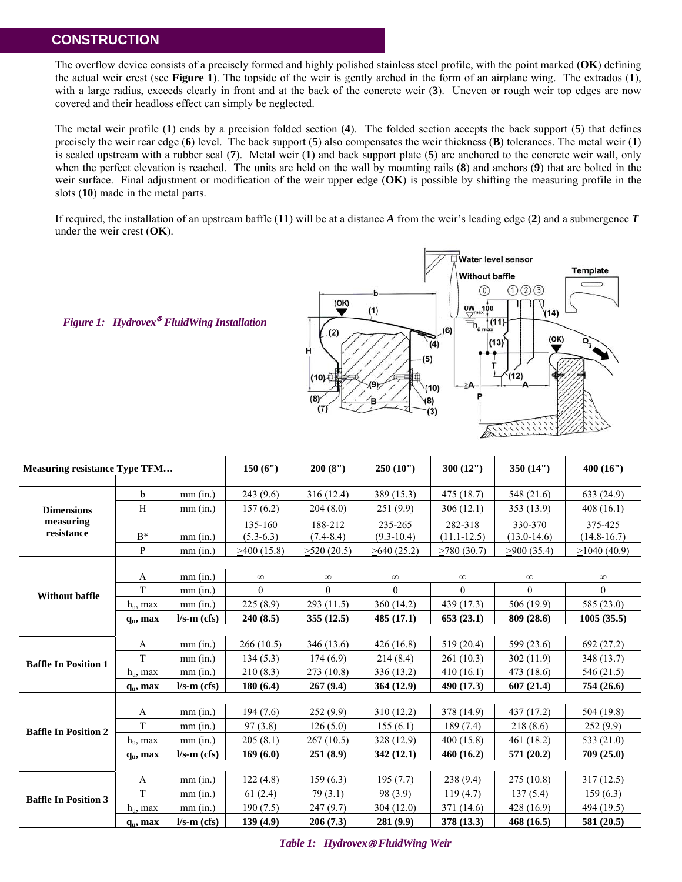## CONSTRUCTION

The overflow device consists of a precisely formed and highly polished stainless steel profile, with the point marked (**OK**) defining the actual weir crest (see **Figure 1**). The topside of the weir is gently arched in the form of an airplane wing. The extrados (**1**), with a large radius, exceeds clearly in front and at the back of the concrete weir (**3**). Uneven or rough weir top edges are now covered and their headloss effect can simply be neglected.

The metal weir profile (**1**) ends by a precision folded section (**4**). The folded section accepts the back support (**5**) that defines precisely the weir rear edge (**6**) level. The back support (**5**) also compensates the weir thickness (**B**) tolerances. The metal weir (**1**) is sealed upstream with a rubber seal (**7**). Metal weir (**1**) and back support plate (**5**) are anchored to the concrete weir wall, only when the perfect elevation is reached. The units are held on the wall by mounting rails (**8**) and anchors (**9**) that are bolted in the weir surface. Final adjustment or modification of the weir upper edge (**OK**) is possible by shifting the measuring profile in the slots (**10**) made in the metal parts.

If required, the installation of an upstream baffle (**11**) will be at a distance ***A*** from the weir's leading edge (**2**) and a submergence ***T*** under the weir crest (**OK**).

*Figure 1: Hydrovex® FluidWing Installation*

| Measuring resistance Type TFM… | | | 150 (6") | 200 (8") | 250 (10") | 300 (12") | 350 (14") | 400 (16") |
|---|---|---|---|---|---|---|---|---|
| **Dimensions measuring resistance** | b | mm (in.) | 243 (9.6) | 316 (12.4) | 389 (15.3) | 475 (18.7) | 548 (21.6) | 633 (24.9) |
| | H | mm (in.) | 157 (6.2) | 204 (8.0) | 251 (9.9) | 306 (12.1) | 353 (13.9) | 408 (16.1) |
| | B* | mm (in.) | 135-160 (5.3-6.3) | 188-212 (7.4-8.4) | 235-265 (9.3-10.4) | 282-318 (11.1-12.5) | 330-370 (13.0-14.6) | 375-425 (14.8-16.7) |
| | P | mm (in.) | ≥400 (15.8) | ≥520 (20.5) | ≥640 (25.2) | ≥780 (30.7) | ≥900 (35.4) | ≥1040 (40.9) |
| **Without baffle** | A | mm (in.) | ∞ | ∞ | ∞ | ∞ | ∞ | ∞ |
| | T | mm (in.) | 0 | 0 | 0 | 0 | 0 | 0 |
| | $h_u$, max | mm (in.) | 225 (8.9) | 293 (11.5) | 360 (14.2) | 439 (17.3) | 506 (19.9) | 585 (23.0) |
| | **$q_u$, max** | **l/s-m (cfs)** | **240 (8.5)** | **355 (12.5)** | **485 (17.1)** | **653 (23.1)** | **809 (28.6)** | **1005 (35.5)** |
| **Baffle In Position 1** | A | mm (in.) | 266 (10.5) | 346 (13.6) | 426 (16.8) | 519 (20.4) | 599 (23.6) | 692 (27.2) |
| | T | mm (in.) | 134 (5.3) | 174 (6.9) | 214 (8.4) | 261 (10.3) | 302 (11.9) | 348 (13.7) |
| | $h_u$, max | mm (in.) | 210 (8.3) | 273 (10.8) | 336 (13.2) | 410 (16.1) | 473 (18.6) | 546 (21.5) |
| | **$q_u$, max** | **l/s-m (cfs)** | **180 (6.4)** | **267 (9.4)** | **364 (12.9)** | **490 (17.3)** | **607 (21.4)** | **754 (26.6)** |
| **Baffle In Position 2** | A | mm (in.) | 194 (7.6) | 252 (9.9) | 310 (12.2) | 378 (14.9) | 437 (17.2) | 504 (19.8) |
| | T | mm (in.) | 97 (3.8) | 126 (5.0) | 155 (6.1) | 189 (7.4) | 218 (8.6) | 252 (9.9) |
| | $h_u$, max | mm (in.) | 205 (8.1) | 267 (10.5) | 328 (12.9) | 400 (15.8) | 461 (18.2) | 533 (21.0) |
| | **$q_u$, max** | **l/s-m (cfs)** | **169 (6.0)** | **251 (8.9)** | **342 (12.1)** | **460 (16.2)** | **571 (20.2)** | **709 (25.0)** |
| **Baffle In Position 3** | A | mm (in.) | 122 (4.8) | 159 (6.3) | 195 (7.7) | 238 (9.4) | 275 (10.8) | 317 (12.5) |
| | T | mm (in.) | 61 (2.4) | 79 (3.1) | 98 (3.9) | 119 (4.7) | 137 (5.4) | 159 (6.3) |
| | $h_u$, max | mm (in.) | 190 (7.5) | 247 (9.7) | 304 (12.0) | 371 (14.6) | 428 (16.9) | 494 (19.5) |
| | **$q_u$, max** | **l/s-m (cfs)** | **139 (4.9)** | **206 (7.3)** | **281 (9.9)** | **378 (13.3)** | **468 (16.5)** | **581 (20.5)** |

*Table 1: Hydrovex® FluidWing Weir*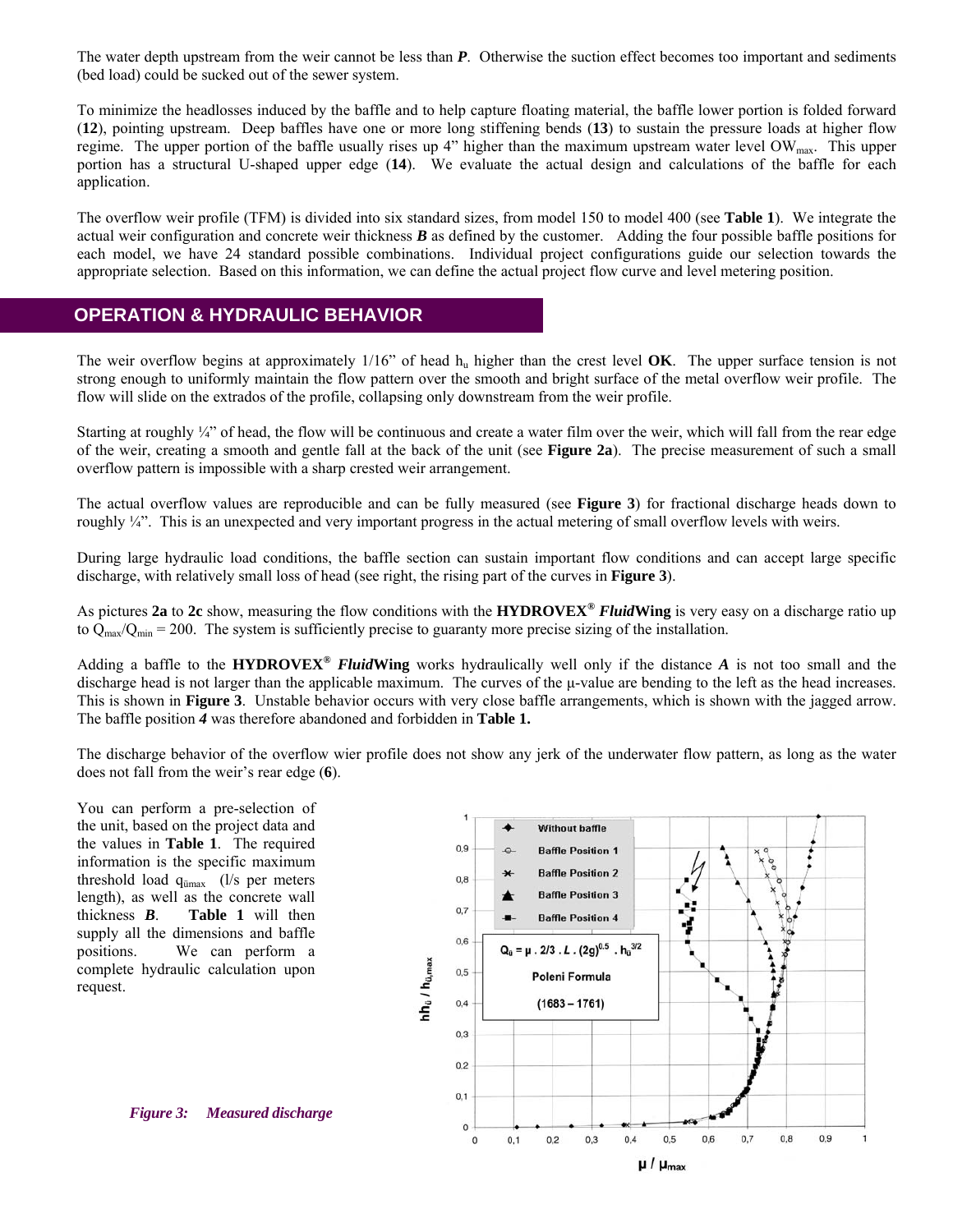The water depth upstream from the weir cannot be less than ***P***. Otherwise the suction effect becomes too important and sediments (bed load) could be sucked out of the sewer system.

To minimize the headlosses induced by the baffle and to help capture floating material, the baffle lower portion is folded forward (**12**), pointing upstream. Deep baffles have one or more long stiffening bends (**13**) to sustain the pressure loads at higher flow regime. The upper portion of the baffle usually rises up 4" higher than the maximum upstream water level $OW_{max}$. This upper portion has a structural U-shaped upper edge (**14**). We evaluate the actual design and calculations of the baffle for each application.

The overflow weir profile (TFM) is divided into six standard sizes, from model 150 to model 400 (see **Table 1**). We integrate the actual weir configuration and concrete weir thickness ***B*** as defined by the customer. Adding the four possible baffle positions for each model, we have 24 standard possible combinations. Individual project configurations guide our selection towards the appropriate selection. Based on this information, we can define the actual project flow curve and level metering position.

## OPERATION & HYDRAULIC BEHAVIOR

The weir overflow begins at approximately 1/16" of head $h_u$ higher than the crest level **OK**. The upper surface tension is not strong enough to uniformly maintain the flow pattern over the smooth and bright surface of the metal overflow weir profile. The flow will slide on the extrados of the profile, collapsing only downstream from the weir profile.

Starting at roughly ¼" of head, the flow will be continuous and create a water film over the weir, which will fall from the rear edge of the weir, creating a smooth and gentle fall at the back of the unit (see **Figure 2a**). The precise measurement of such a small overflow pattern is impossible with a sharp crested weir arrangement.

The actual overflow values are reproducible and can be fully measured (see **Figure 3**) for fractional discharge heads down to roughly ¼". This is an unexpected and very important progress in the actual metering of small overflow levels with weirs.

During large hydraulic load conditions, the baffle section can sustain important flow conditions and can accept large specific discharge, with relatively small loss of head (see right, the rising part of the curves in **Figure 3**).

As pictures **2a** to **2c** show, measuring the flow conditions with the **HYDROVEX® *Fluid*Wing** is very easy on a discharge ratio up to $Q_{max}/Q_{min} = 200$. The system is sufficiently precise to guaranty more precise sizing of the installation.

Adding a baffle to the **HYDROVEX® *Fluid*Wing** works hydraulically well only if the distance ***A*** is not too small and the discharge head is not larger than the applicable maximum. The curves of the μ-value are bending to the left as the head increases. This is shown in **Figure 3**. Unstable behavior occurs with very close baffle arrangements, which is shown with the jagged arrow. The baffle position ***4*** was therefore abandoned and forbidden in **Table 1.**

The discharge behavior of the overflow wier profile does not show any jerk of the underwater flow pattern, as long as the water does not fall from the weir's rear edge (**6**).

You can perform a pre-selection of the unit, based on the project data and the values in **Table 1**. The required information is the specific maximum threshold load $q_{\ddot{u}max}$ (l/s per meters length), as well as the concrete wall thickness ***B***. **Table 1** will then supply all the dimensions and baffle positions. We can perform a complete hydraulic calculation upon request.

Legend: Without baffle; Baffle Position 1; Baffle Position 2; Baffle Position 3; Baffle Position 4

$$Q_{\ddot{u}} = \mu \cdot 2/3 \cdot L \cdot (2g)^{0.5} \cdot h_{\ddot{u}}^{3/2}$$

Poleni Formula (1683 – 1761)

Axes: $hh_{\ddot{u}} / h_{\ddot{u},max}$ (vertical, 0 to 1); $\mu / \mu_{max}$ (horizontal, 0 to 1)

*Figure 3: Measured discharge*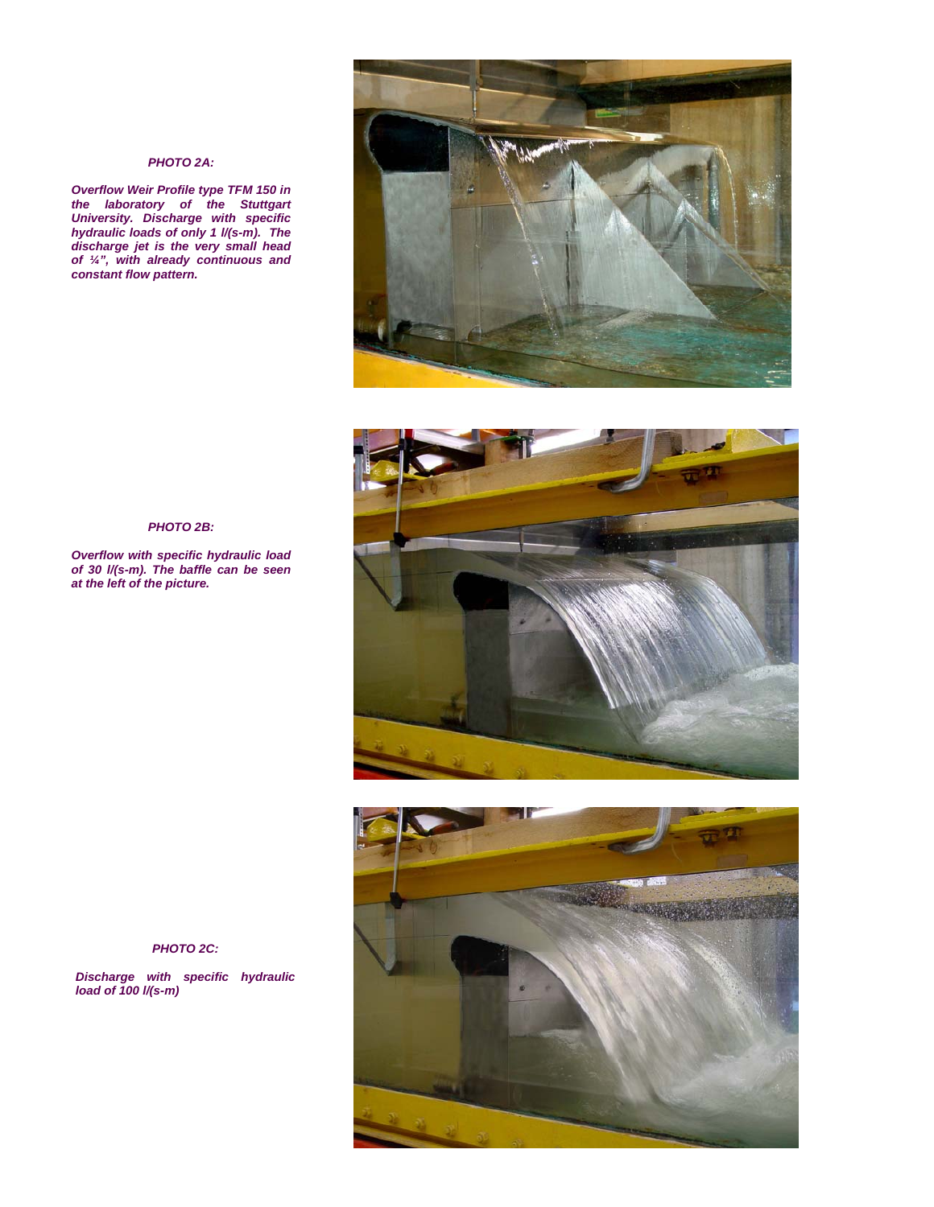***PHOTO 2A:***

***Overflow Weir Profile type TFM 150 in the laboratory of the Stuttgart University. Discharge with specific hydraulic loads of only 1 l/(s-m). The discharge jet is the very small head of ¼", with already continuous and constant flow pattern.***

***PHOTO 2B:***

***Overflow with specific hydraulic load of 30 l/(s-m). The baffle can be seen at the left of the picture.***

***PHOTO 2C:***

***Discharge with specific hydraulic load of 100 l/(s-m)***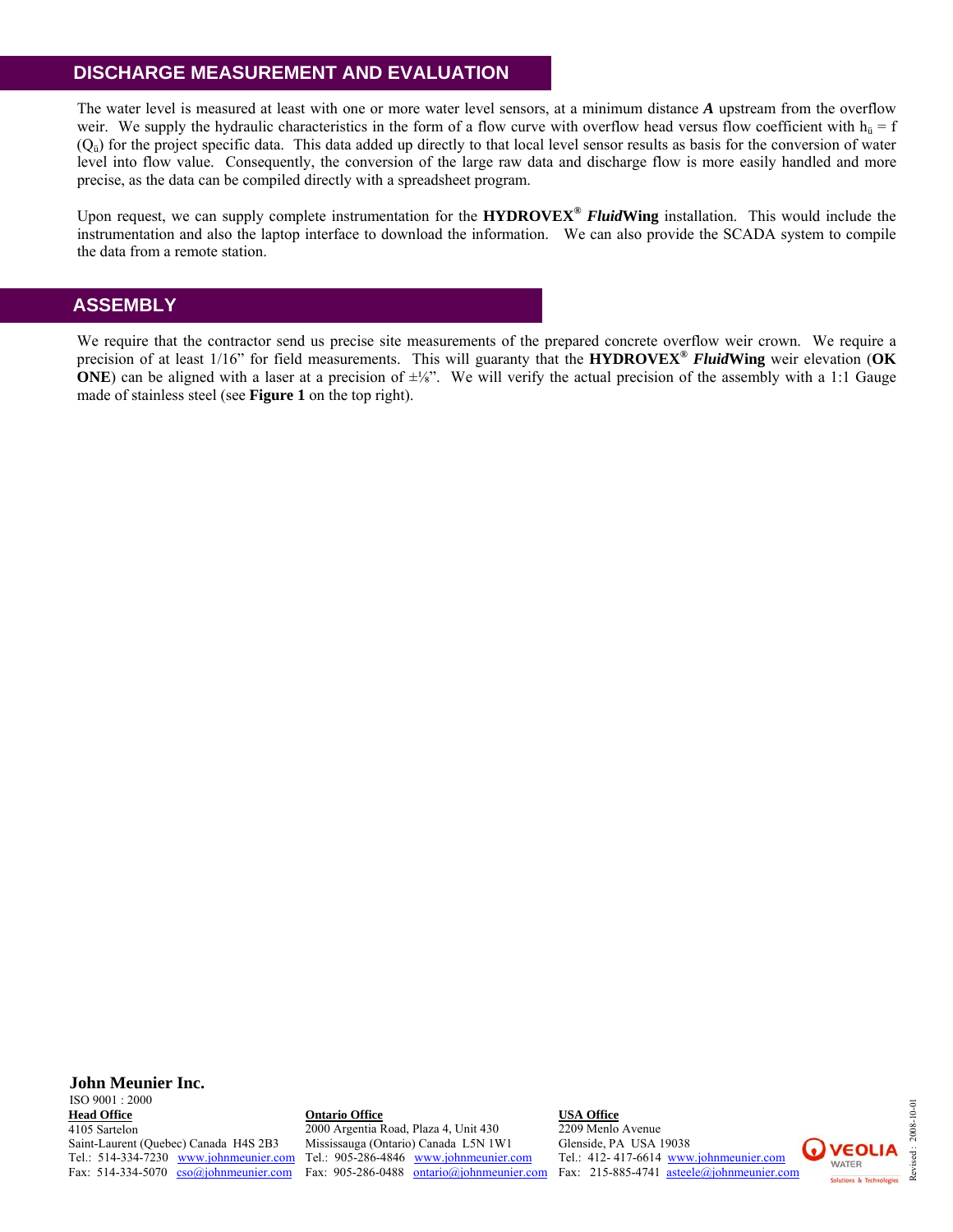## DISCHARGE MEASUREMENT AND EVALUATION

The water level is measured at least with one or more water level sensors, at a minimum distance ***A*** upstream from the overflow weir. We supply the hydraulic characteristics in the form of a flow curve with overflow head versus flow coefficient with $h_{ü} = f(Q_{ü})$ for the project specific data. This data added up directly to that local level sensor results as basis for the conversion of water level into flow value. Consequently, the conversion of the large raw data and discharge flow is more easily handled and more precise, as the data can be compiled directly with a spreadsheet program.

Upon request, we can supply complete instrumentation for the **HYDROVEX® *Fluid*Wing** installation. This would include the instrumentation and also the laptop interface to download the information. We can also provide the SCADA system to compile the data from a remote station.

## ASSEMBLY

We require that the contractor send us precise site measurements of the prepared concrete overflow weir crown. We require a precision of at least 1/16" for field measurements. This will guaranty that the **HYDROVEX® *Fluid*Wing** weir elevation (**OK ONE**) can be aligned with a laser at a precision of ±⅛". We will verify the actual precision of the assembly with a 1:1 Gauge made of stainless steel (see **Figure 1** on the top right).

**John Meunier Inc.**
ISO 9001 : 2000

**Head Office**
4105 Sartelon
Saint-Laurent (Quebec) Canada H4S 2B3
Tel.: 514-334-7230 www.johnmeunier.com
Fax: 514-334-5070 cso@johnmeunier.com

**Ontario Office**
2000 Argentia Road, Plaza 4, Unit 430
Mississauga (Ontario) Canada L5N 1W1
Tel.: 905-286-4846 www.johnmeunier.com
Fax: 905-286-0488 ontario@johnmeunier.com

**USA Office**
2209 Menlo Avenue
Glenside, PA USA 19038
Tel.: 412- 417-6614 www.johnmeunier.com
Fax: 215-885-4741 asteele@johnmeunier.com

Revised : 2008-10-01